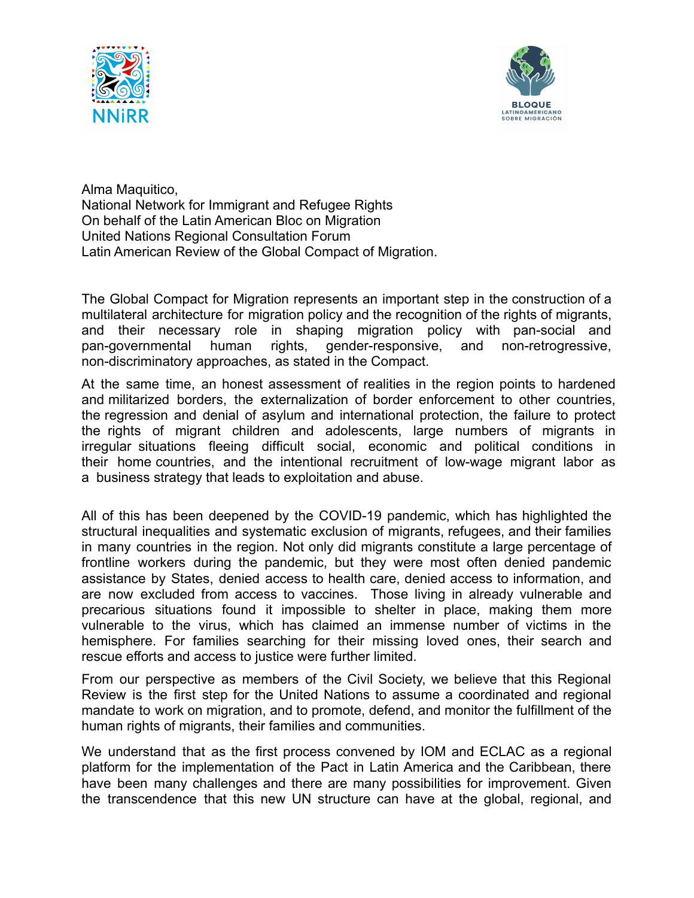Alma Maquitico,
National Network for Immigrant and Refugee Rights
On behalf of the Latin American Bloc on Migration
United Nations Regional Consultation Forum
Latin American Review of the Global Compact of Migration.

The Global Compact for Migration represents an important step in the construction of a multilateral architecture for migration policy and the recognition of the rights of migrants, and their necessary role in shaping migration policy with pan-social and pan-governmental human rights, gender-responsive, and non-retrogressive, non-discriminatory approaches, as stated in the Compact.

At the same time, an honest assessment of realities in the region points to hardened and militarized borders, the externalization of border enforcement to other countries, the regression and denial of asylum and international protection, the failure to protect the rights of migrant children and adolescents, large numbers of migrants in irregular situations fleeing difficult social, economic and political conditions in their home countries, and the intentional recruitment of low-wage migrant labor as a business strategy that leads to exploitation and abuse.

All of this has been deepened by the COVID-19 pandemic, which has highlighted the structural inequalities and systematic exclusion of migrants, refugees, and their families in many countries in the region. Not only did migrants constitute a large percentage of frontline workers during the pandemic, but they were most often denied pandemic assistance by States, denied access to health care, denied access to information, and are now excluded from access to vaccines. Those living in already vulnerable and precarious situations found it impossible to shelter in place, making them more vulnerable to the virus, which has claimed an immense number of victims in the hemisphere. For families searching for their missing loved ones, their search and rescue efforts and access to justice were further limited.

From our perspective as members of the Civil Society, we believe that this Regional Review is the first step for the United Nations to assume a coordinated and regional mandate to work on migration, and to promote, defend, and monitor the fulfillment of the human rights of migrants, their families and communities.

We understand that as the first process convened by IOM and ECLAC as a regional platform for the implementation of the Pact in Latin America and the Caribbean, there have been many challenges and there are many possibilities for improvement. Given the transcendence that this new UN structure can have at the global, regional, and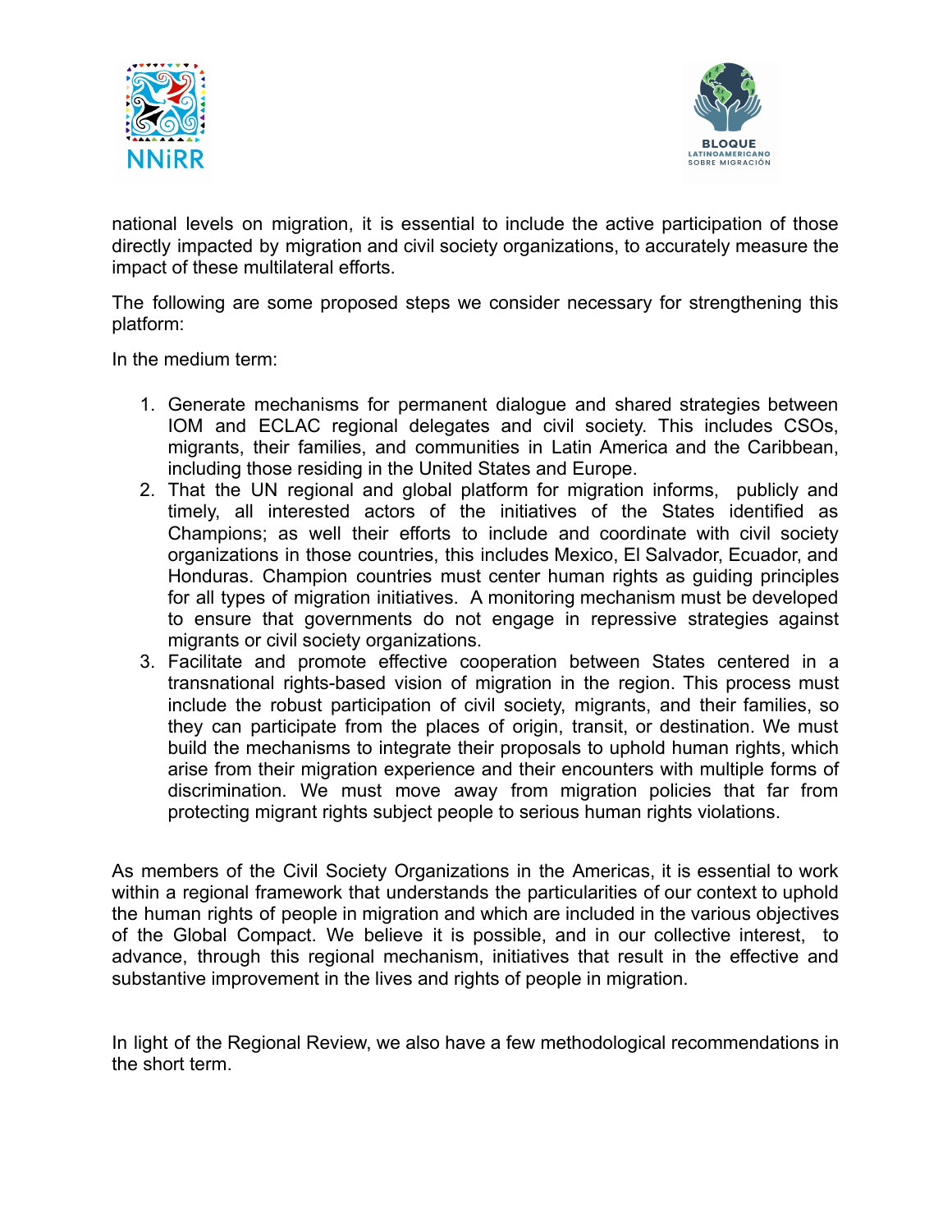national levels on migration, it is essential to include the active participation of those directly impacted by migration and civil society organizations, to accurately measure the impact of these multilateral efforts.

The following are some proposed steps we consider necessary for strengthening this platform:

In the medium term:

1. Generate mechanisms for permanent dialogue and shared strategies between IOM and ECLAC regional delegates and civil society. This includes CSOs, migrants, their families, and communities in Latin America and the Caribbean, including those residing in the United States and Europe.
2. That the UN regional and global platform for migration informs, publicly and timely, all interested actors of the initiatives of the States identified as Champions; as well their efforts to include and coordinate with civil society organizations in those countries, this includes Mexico, El Salvador, Ecuador, and Honduras. Champion countries must center human rights as guiding principles for all types of migration initiatives. A monitoring mechanism must be developed to ensure that governments do not engage in repressive strategies against migrants or civil society organizations.
3. Facilitate and promote effective cooperation between States centered in a transnational rights-based vision of migration in the region. This process must include the robust participation of civil society, migrants, and their families, so they can participate from the places of origin, transit, or destination. We must build the mechanisms to integrate their proposals to uphold human rights, which arise from their migration experience and their encounters with multiple forms of discrimination. We must move away from migration policies that far from protecting migrant rights subject people to serious human rights violations.

As members of the Civil Society Organizations in the Americas, it is essential to work within a regional framework that understands the particularities of our context to uphold the human rights of people in migration and which are included in the various objectives of the Global Compact. We believe it is possible, and in our collective interest, to advance, through this regional mechanism, initiatives that result in the effective and substantive improvement in the lives and rights of people in migration.

In light of the Regional Review, we also have a few methodological recommendations in the short term.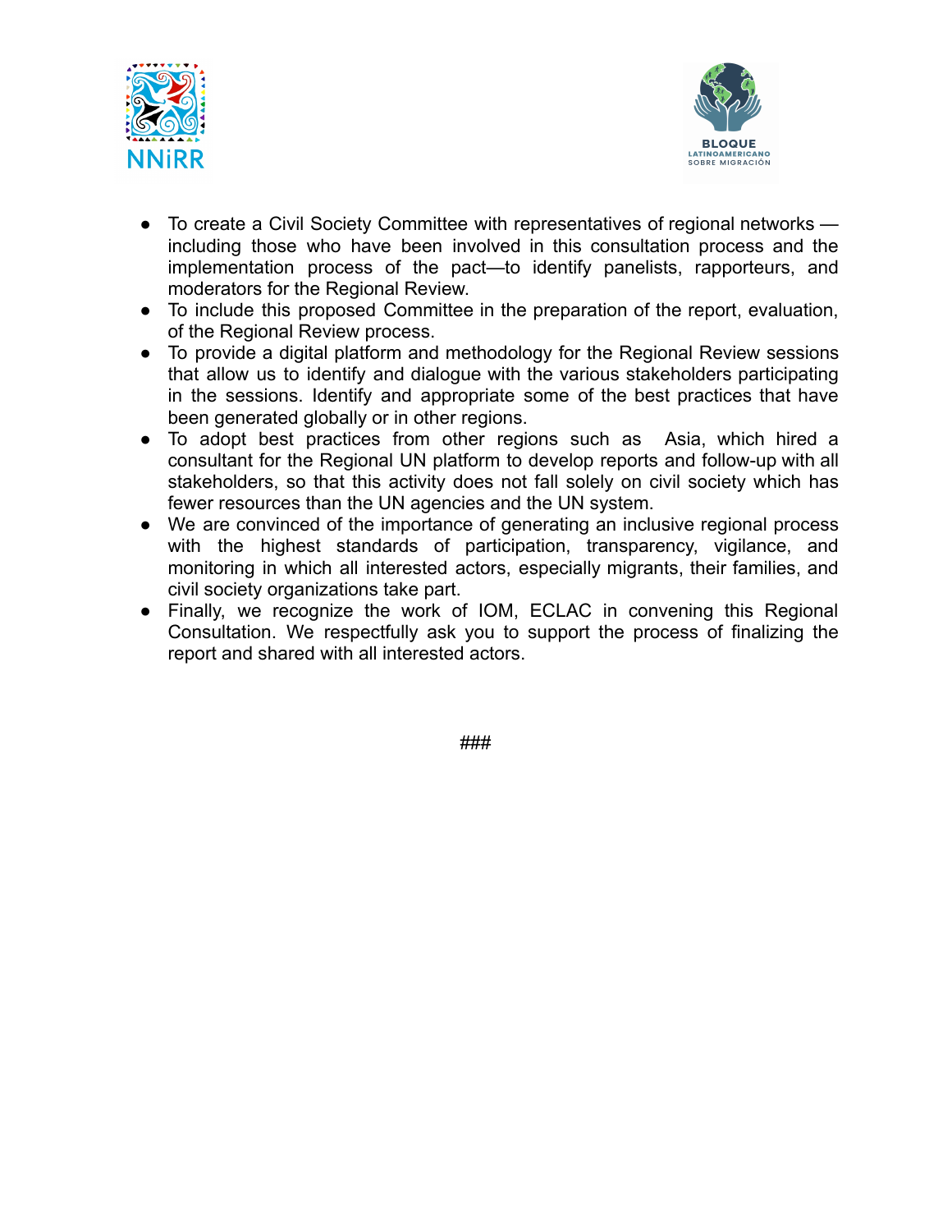- To create a Civil Society Committee with representatives of regional networks — including those who have been involved in this consultation process and the implementation process of the pact—to identify panelists, rapporteurs, and moderators for the Regional Review.
- To include this proposed Committee in the preparation of the report, evaluation, of the Regional Review process.
- To provide a digital platform and methodology for the Regional Review sessions that allow us to identify and dialogue with the various stakeholders participating in the sessions. Identify and appropriate some of the best practices that have been generated globally or in other regions.
- To adopt best practices from other regions such as Asia, which hired a consultant for the Regional UN platform to develop reports and follow-up with all stakeholders, so that this activity does not fall solely on civil society which has fewer resources than the UN agencies and the UN system.
- We are convinced of the importance of generating an inclusive regional process with the highest standards of participation, transparency, vigilance, and monitoring in which all interested actors, especially migrants, their families, and civil society organizations take part.
- Finally, we recognize the work of IOM, ECLAC in convening this Regional Consultation. We respectfully ask you to support the process of finalizing the report and shared with all interested actors.

###